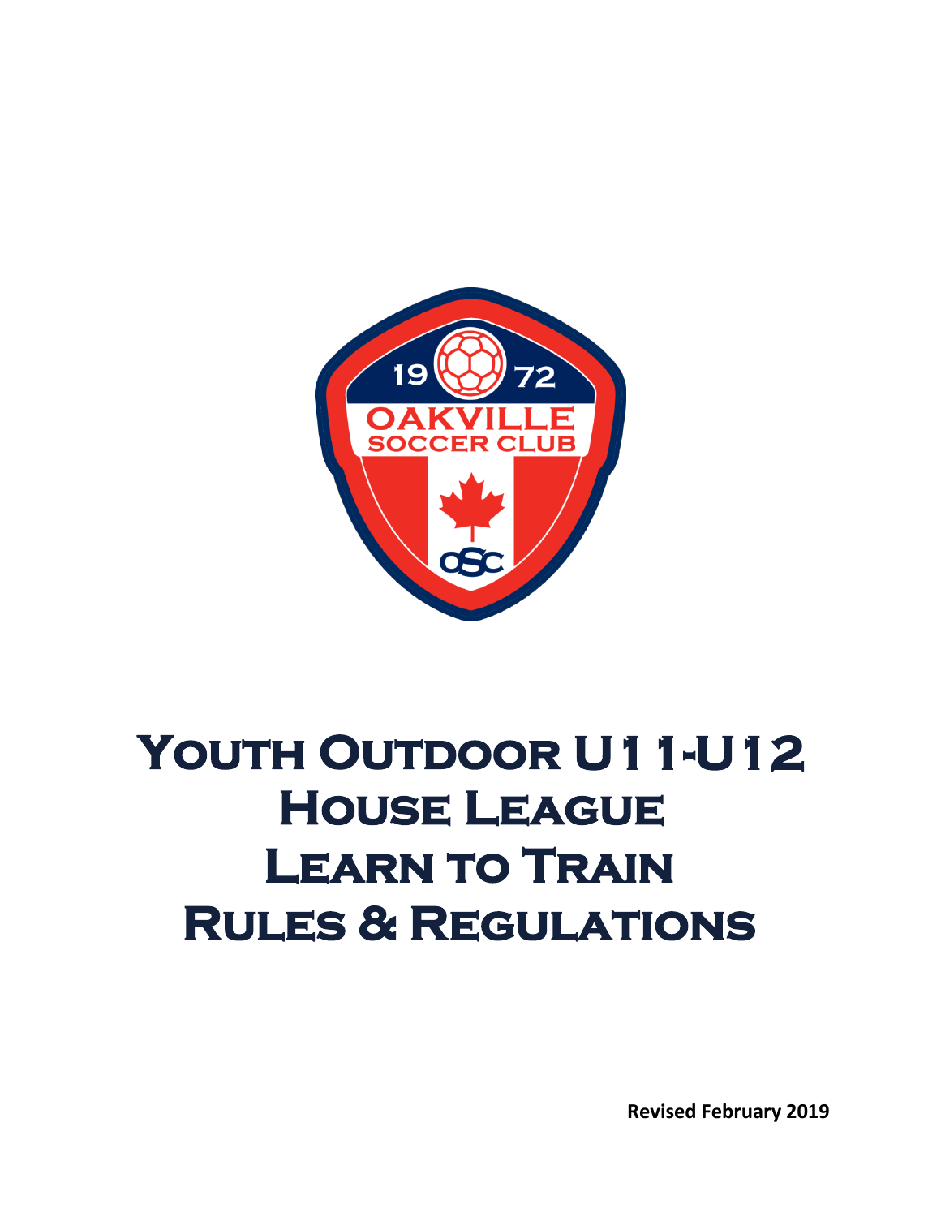# Youth Outdoor U11-U12 House League Learn to Train Rules & Regulations

**Revised February 2019**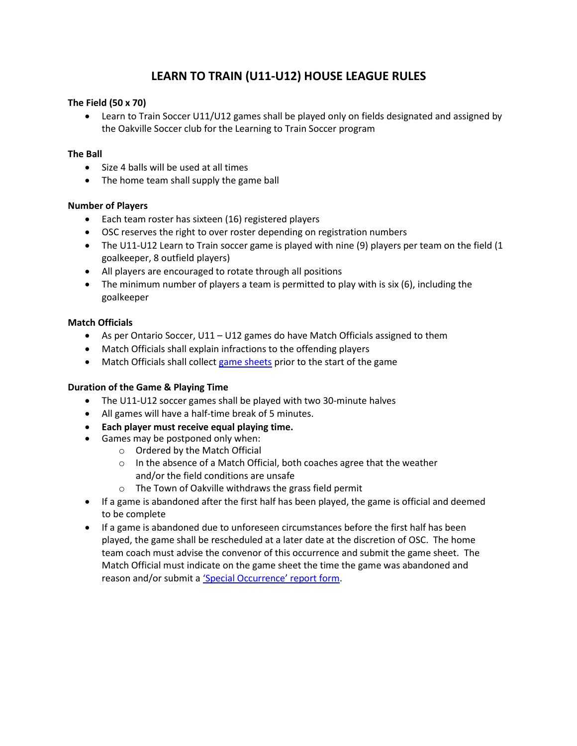# LEARN TO TRAIN (U11-U12) HOUSE LEAGUE RULES

**The Field (50 x 70)**

- Learn to Train Soccer U11/U12 games shall be played only on fields designated and assigned by the Oakville Soccer club for the Learning to Train Soccer program

**The Ball**

- Size 4 balls will be used at all times
- The home team shall supply the game ball

**Number of Players**

- Each team roster has sixteen (16) registered players
- OSC reserves the right to over roster depending on registration numbers
- The U11-U12 Learn to Train soccer game is played with nine (9) players per team on the field (1 goalkeeper, 8 outfield players)
- All players are encouraged to rotate through all positions
- The minimum number of players a team is permitted to play with is six (6), including the goalkeeper

**Match Officials**

- As per Ontario Soccer, U11 – U12 games do have Match Officials assigned to them
- Match Officials shall explain infractions to the offending players
- Match Officials shall collect game sheets prior to the start of the game

**Duration of the Game & Playing Time**

- The U11-U12 soccer games shall be played with two 30-minute halves
- All games will have a half-time break of 5 minutes.
- **Each player must receive equal playing time.**
- Games may be postponed only when:
  - Ordered by the Match Official
  - In the absence of a Match Official, both coaches agree that the weather and/or the field conditions are unsafe
  - The Town of Oakville withdraws the grass field permit
- If a game is abandoned after the first half has been played, the game is official and deemed to be complete
- If a game is abandoned due to unforeseen circumstances before the first half has been played, the game shall be rescheduled at a later date at the discretion of OSC. The home team coach must advise the convenor of this occurrence and submit the game sheet. The Match Official must indicate on the game sheet the time the game was abandoned and reason and/or submit a 'Special Occurrence' report form.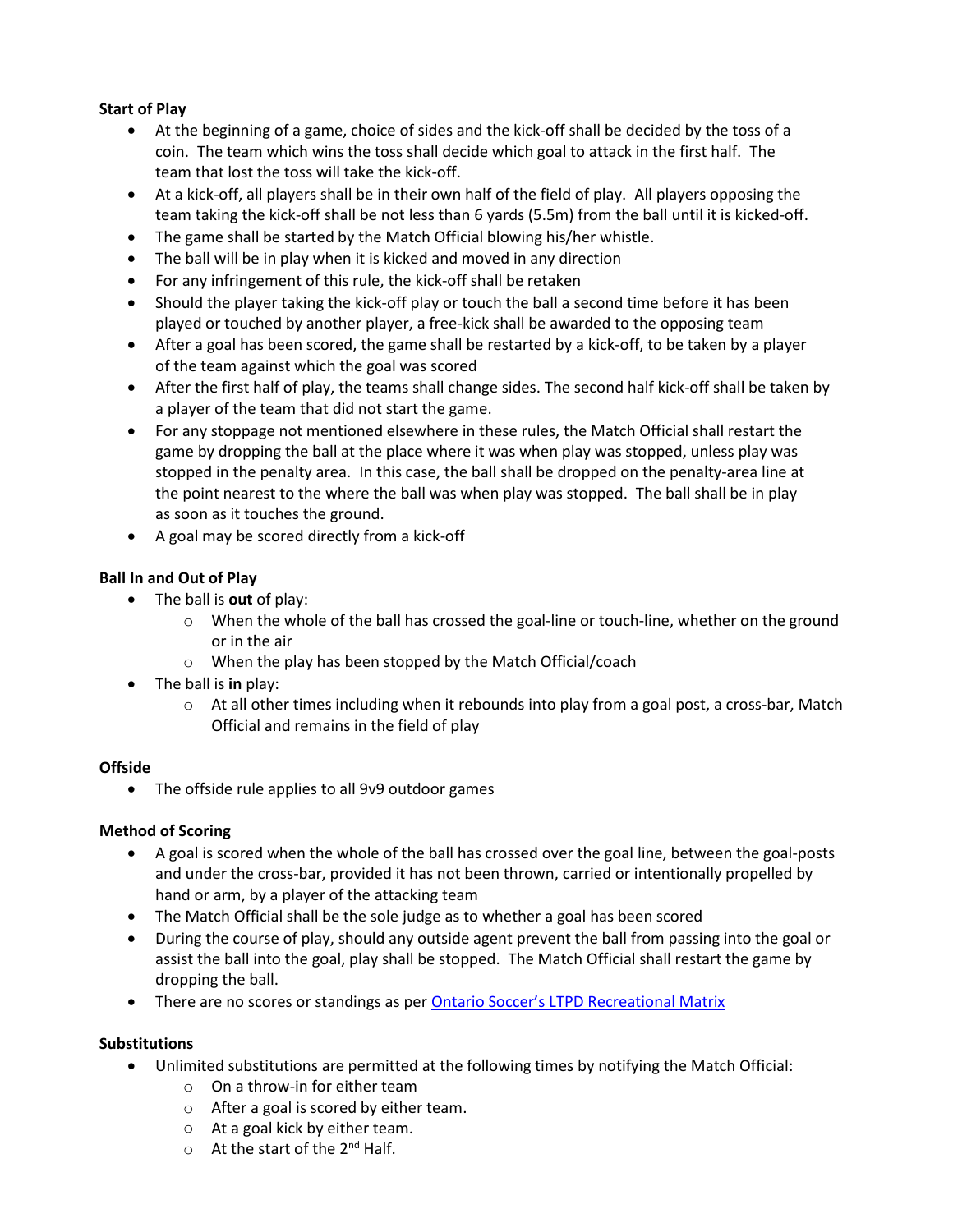**Start of Play**

- At the beginning of a game, choice of sides and the kick-off shall be decided by the toss of a coin. The team which wins the toss shall decide which goal to attack in the first half. The team that lost the toss will take the kick-off.
- At a kick-off, all players shall be in their own half of the field of play. All players opposing the team taking the kick-off shall be not less than 6 yards (5.5m) from the ball until it is kicked-off.
- The game shall be started by the Match Official blowing his/her whistle.
- The ball will be in play when it is kicked and moved in any direction
- For any infringement of this rule, the kick-off shall be retaken
- Should the player taking the kick-off play or touch the ball a second time before it has been played or touched by another player, a free-kick shall be awarded to the opposing team
- After a goal has been scored, the game shall be restarted by a kick-off, to be taken by a player of the team against which the goal was scored
- After the first half of play, the teams shall change sides. The second half kick-off shall be taken by a player of the team that did not start the game.
- For any stoppage not mentioned elsewhere in these rules, the Match Official shall restart the game by dropping the ball at the place where it was when play was stopped, unless play was stopped in the penalty area. In this case, the ball shall be dropped on the penalty-area line at the point nearest to the where the ball was when play was stopped. The ball shall be in play as soon as it touches the ground.
- A goal may be scored directly from a kick-off

**Ball In and Out of Play**

- The ball is **out** of play:
  - When the whole of the ball has crossed the goal-line or touch-line, whether on the ground or in the air
  - When the play has been stopped by the Match Official/coach
- The ball is **in** play:
  - At all other times including when it rebounds into play from a goal post, a cross-bar, Match Official and remains in the field of play

**Offside**

- The offside rule applies to all 9v9 outdoor games

**Method of Scoring**

- A goal is scored when the whole of the ball has crossed over the goal line, between the goal-posts and under the cross-bar, provided it has not been thrown, carried or intentionally propelled by hand or arm, by a player of the attacking team
- The Match Official shall be the sole judge as to whether a goal has been scored
- During the course of play, should any outside agent prevent the ball from passing into the goal or assist the ball into the goal, play shall be stopped. The Match Official shall restart the game by dropping the ball.
- There are no scores or standings as per Ontario Soccer's LTPD Recreational Matrix

**Substitutions**

- Unlimited substitutions are permitted at the following times by notifying the Match Official:
  - On a throw-in for either team
  - After a goal is scored by either team.
  - At a goal kick by either team.
  - At the start of the 2nd Half.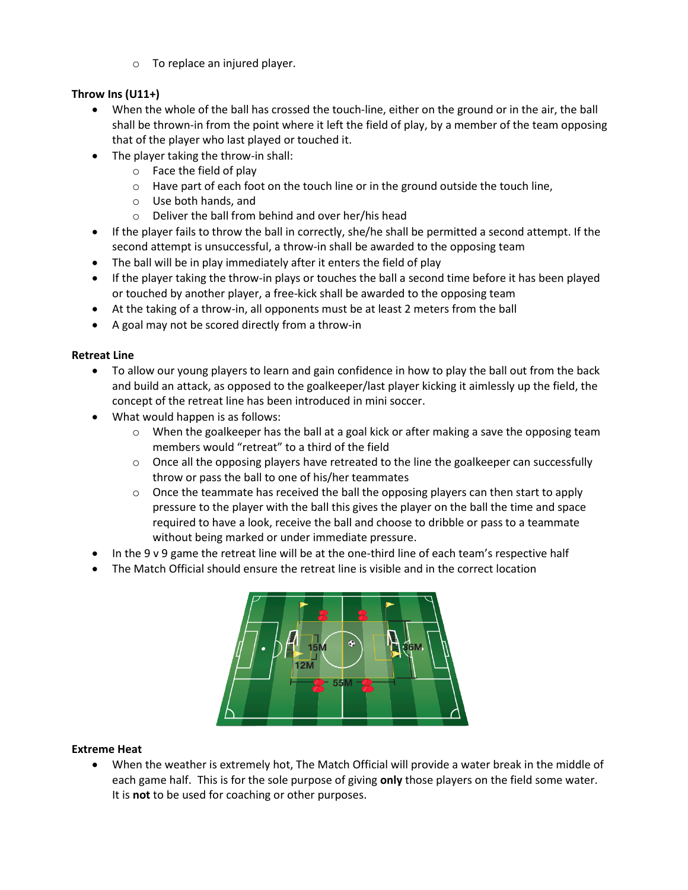- To replace an injured player.

**Throw Ins (U11+)**

- When the whole of the ball has crossed the touch-line, either on the ground or in the air, the ball shall be thrown-in from the point where it left the field of play, by a member of the team opposing that of the player who last played or touched it.
- The player taking the throw-in shall:
  - Face the field of play
  - Have part of each foot on the touch line or in the ground outside the touch line,
  - Use both hands, and
  - Deliver the ball from behind and over her/his head
- If the player fails to throw the ball in correctly, she/he shall be permitted a second attempt. If the second attempt is unsuccessful, a throw-in shall be awarded to the opposing team
- The ball will be in play immediately after it enters the field of play
- If the player taking the throw-in plays or touches the ball a second time before it has been played or touched by another player, a free-kick shall be awarded to the opposing team
- At the taking of a throw-in, all opponents must be at least 2 meters from the ball
- A goal may not be scored directly from a throw-in

**Retreat Line**

- To allow our young players to learn and gain confidence in how to play the ball out from the back and build an attack, as opposed to the goalkeeper/last player kicking it aimlessly up the field, the concept of the retreat line has been introduced in mini soccer.
- What would happen is as follows:
  - When the goalkeeper has the ball at a goal kick or after making a save the opposing team members would "retreat" to a third of the field
  - Once all the opposing players have retreated to the line the goalkeeper can successfully throw or pass the ball to one of his/her teammates
  - Once the teammate has received the ball the opposing players can then start to apply pressure to the player with the ball this gives the player on the ball the time and space required to have a look, receive the ball and choose to dribble or pass to a teammate without being marked or under immediate pressure.
- In the 9 v 9 game the retreat line will be at the one-third line of each team's respective half
- The Match Official should ensure the retreat line is visible and in the correct location

**Extreme Heat**

- When the weather is extremely hot, The Match Official will provide a water break in the middle of each game half. This is for the sole purpose of giving **only** those players on the field some water. It is **not** to be used for coaching or other purposes.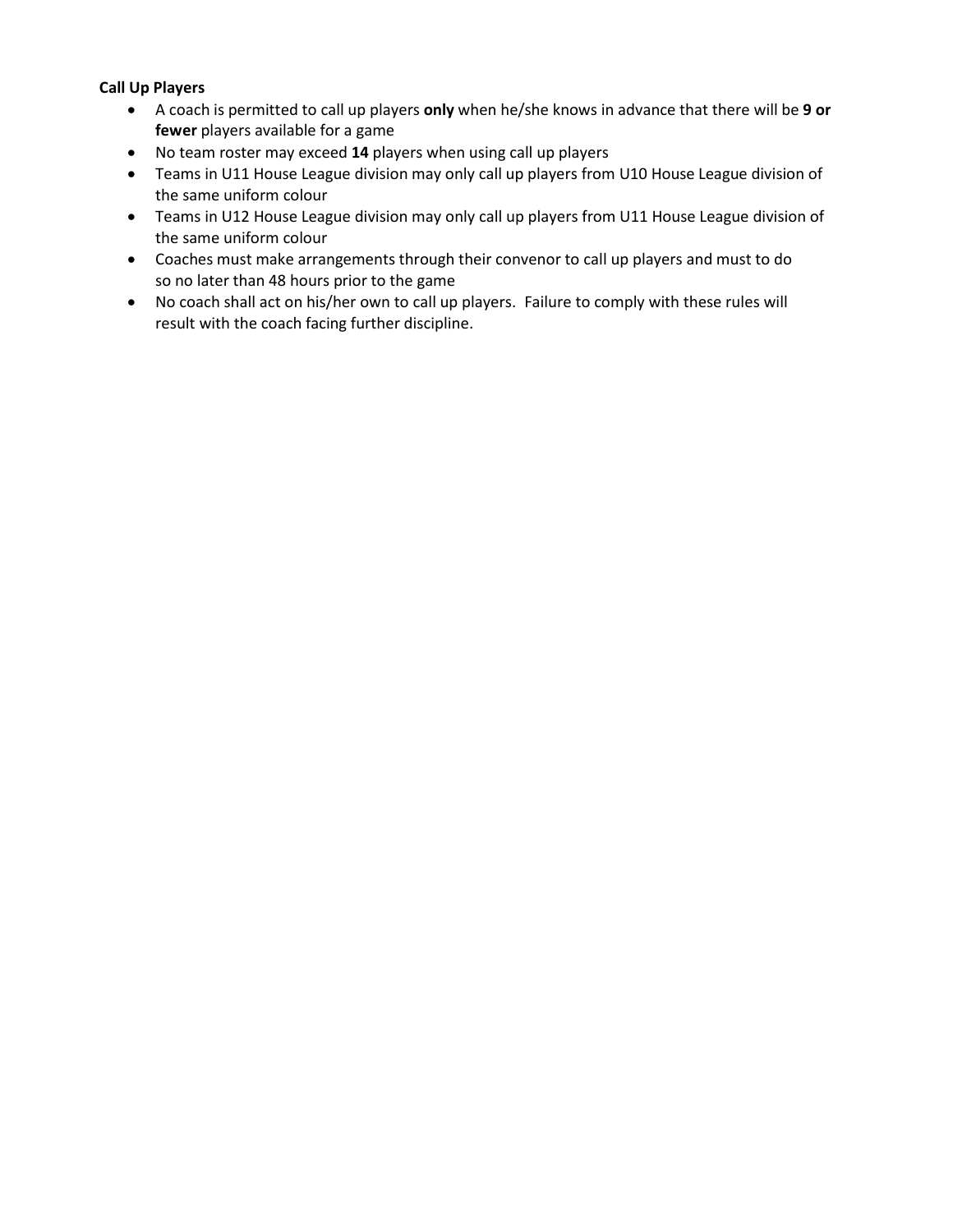**Call Up Players**

- A coach is permitted to call up players **only** when he/she knows in advance that there will be **9 or fewer** players available for a game
- No team roster may exceed **14** players when using call up players
- Teams in U11 House League division may only call up players from U10 House League division of the same uniform colour
- Teams in U12 House League division may only call up players from U11 House League division of the same uniform colour
- Coaches must make arrangements through their convenor to call up players and must to do so no later than 48 hours prior to the game
- No coach shall act on his/her own to call up players. Failure to comply with these rules will result with the coach facing further discipline.